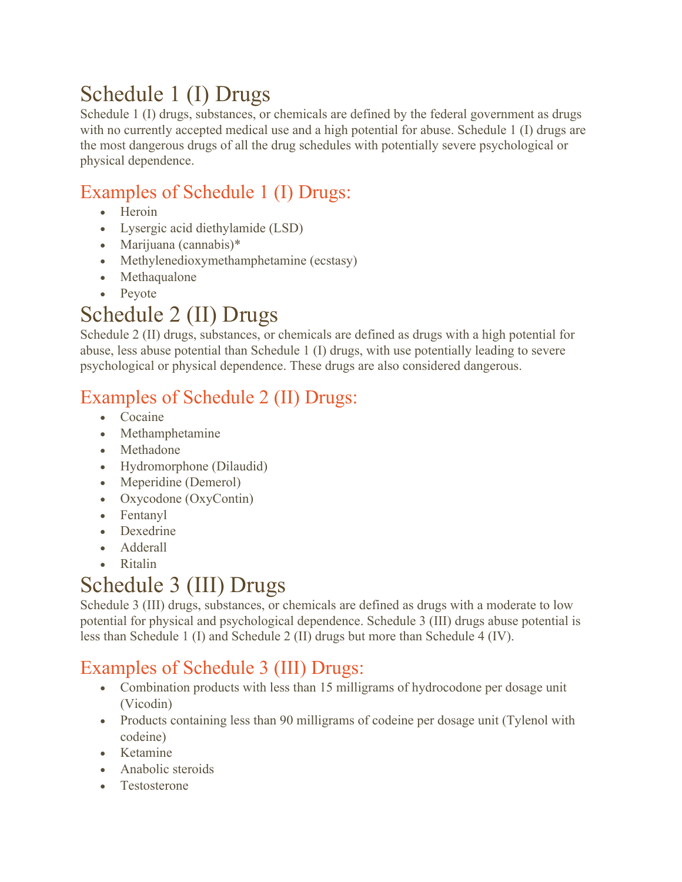# Schedule 1 (I) Drugs

Schedule 1 (I) drugs, substances, or chemicals are defined by the federal government as drugs with no currently accepted medical use and a high potential for abuse. Schedule 1 (I) drugs are the most dangerous drugs of all the drug schedules with potentially severe psychological or physical dependence.

## Examples of Schedule 1 (I) Drugs:

- Heroin
- Lysergic acid diethylamide (LSD)
- Marijuana (cannabis)*
- Methylenedioxymethamphetamine (ecstasy)
- Methaqualone
- Peyote

# Schedule 2 (II) Drugs

Schedule 2 (II) drugs, substances, or chemicals are defined as drugs with a high potential for abuse, less abuse potential than Schedule 1 (I) drugs, with use potentially leading to severe psychological or physical dependence. These drugs are also considered dangerous.

## Examples of Schedule 2 (II) Drugs:

- Cocaine
- Methamphetamine
- Methadone
- Hydromorphone (Dilaudid)
- Meperidine (Demerol)
- Oxycodone (OxyContin)
- Fentanyl
- Dexedrine
- Adderall
- Ritalin

# Schedule 3 (III) Drugs

Schedule 3 (III) drugs, substances, or chemicals are defined as drugs with a moderate to low potential for physical and psychological dependence. Schedule 3 (III) drugs abuse potential is less than Schedule 1 (I) and Schedule 2 (II) drugs but more than Schedule 4 (IV).

## Examples of Schedule 3 (III) Drugs:

- Combination products with less than 15 milligrams of hydrocodone per dosage unit (Vicodin)
- Products containing less than 90 milligrams of codeine per dosage unit (Tylenol with codeine)
- Ketamine
- Anabolic steroids
- Testosterone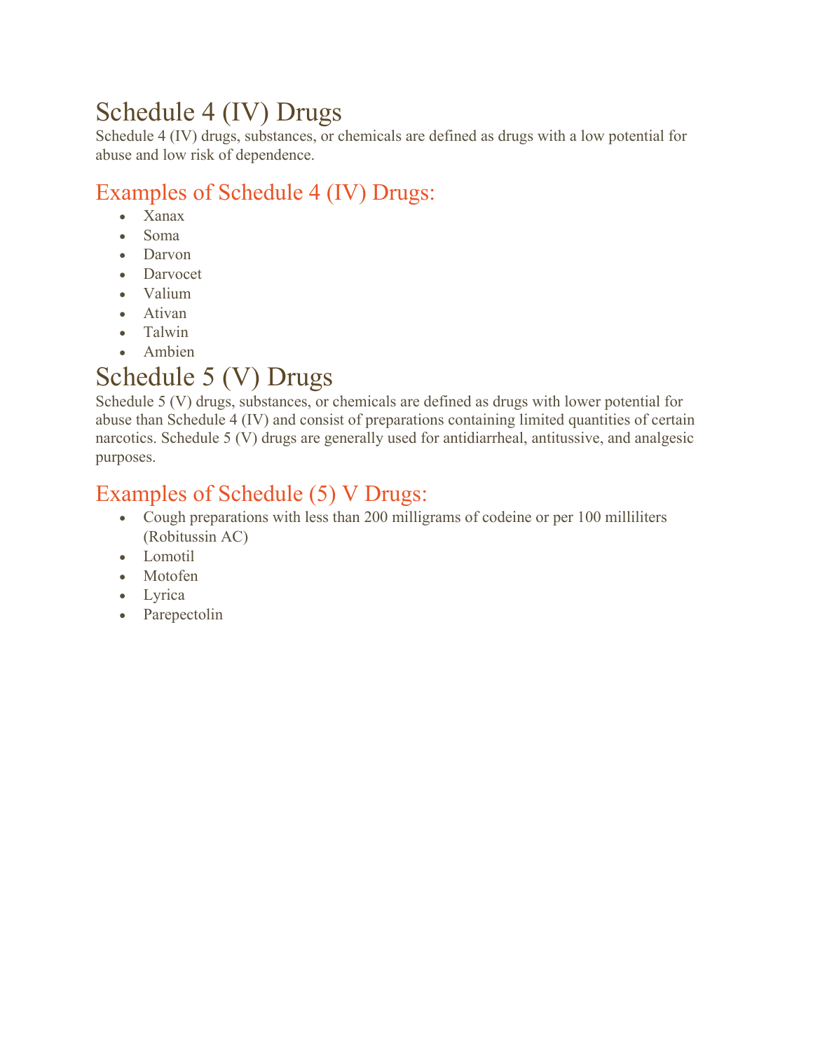# Schedule 4 (IV) Drugs

Schedule 4 (IV) drugs, substances, or chemicals are defined as drugs with a low potential for abuse and low risk of dependence.

## Examples of Schedule 4 (IV) Drugs:

- Xanax
- Soma
- Darvon
- Darvocet
- Valium
- Ativan
- Talwin
- Ambien

# Schedule 5 (V) Drugs

Schedule 5 (V) drugs, substances, or chemicals are defined as drugs with lower potential for abuse than Schedule 4 (IV) and consist of preparations containing limited quantities of certain narcotics. Schedule 5 (V) drugs are generally used for antidiarrheal, antitussive, and analgesic purposes.

## Examples of Schedule (5) V Drugs:

- Cough preparations with less than 200 milligrams of codeine or per 100 milliliters (Robitussin AC)
- Lomotil
- Motofen
- Lyrica
- Parepectolin